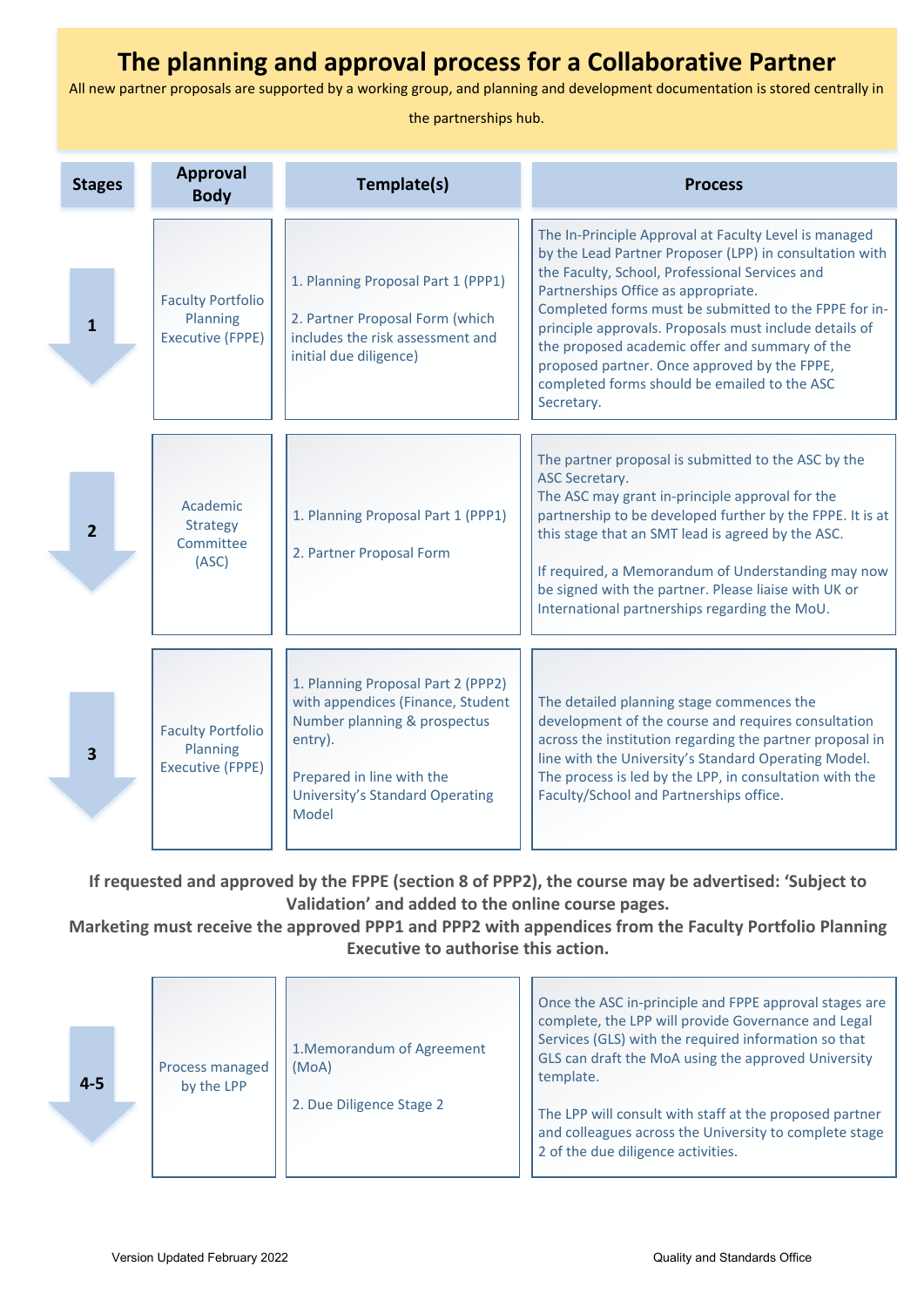# The planning and approval process for a Collaborative Partner

All new partner proposals are supported by a working group, and planning and development documentation is stored centrally in the partnerships hub.

| Stages | Approval Body | Template(s) | Process |
|---|---|---|---|
| 1 | Faculty Portfolio Planning Executive (FPPE) | 1. Planning Proposal Part 1 (PPP1)<br><br>2. Partner Proposal Form (which includes the risk assessment and initial due diligence) | The In-Principle Approval at Faculty Level is managed by the Lead Partner Proposer (LPP) in consultation with the Faculty, School, Professional Services and Partnerships Office as appropriate.<br>Completed forms must be submitted to the FPPE for in-principle approvals. Proposals must include details of the proposed academic offer and summary of the proposed partner. Once approved by the FPPE, completed forms should be emailed to the ASC Secretary. |
| 2 | Academic Strategy Committee (ASC) | 1. Planning Proposal Part 1 (PPP1)<br><br>2. Partner Proposal Form | The partner proposal is submitted to the ASC by the ASC Secretary.<br>The ASC may grant in-principle approval for the partnership to be developed further by the FPPE. It is at this stage that an SMT lead is agreed by the ASC.<br><br>If required, a Memorandum of Understanding may now be signed with the partner. Please liaise with UK or International partnerships regarding the MoU. |
| 3 | Faculty Portfolio Planning Executive (FPPE) | 1. Planning Proposal Part 2 (PPP2) with appendices (Finance, Student Number planning & prospectus entry).<br><br>Prepared in line with the University's Standard Operating Model | The detailed planning stage commences the development of the course and requires consultation across the institution regarding the partner proposal in line with the University's Standard Operating Model. The process is led by the LPP, in consultation with the Faculty/School and Partnerships office. |

**If requested and approved by the FPPE (section 8 of PPP2), the course may be advertised: 'Subject to Validation' and added to the online course pages.**
**Marketing must receive the approved PPP1 and PPP2 with appendices from the Faculty Portfolio Planning Executive to authorise this action.**

| Stages | Approval Body | Template(s) | Process |
|---|---|---|---|
| 4-5 | Process managed by the LPP | 1.Memorandum of Agreement (MoA)<br><br>2. Due Diligence Stage 2 | Once the ASC in-principle and FPPE approval stages are complete, the LPP will provide Governance and Legal Services (GLS) with the required information so that GLS can draft the MoA using the approved University template.<br><br>The LPP will consult with staff at the proposed partner and colleagues across the University to complete stage 2 of the due diligence activities. |

Version Updated February 2022

Quality and Standards Office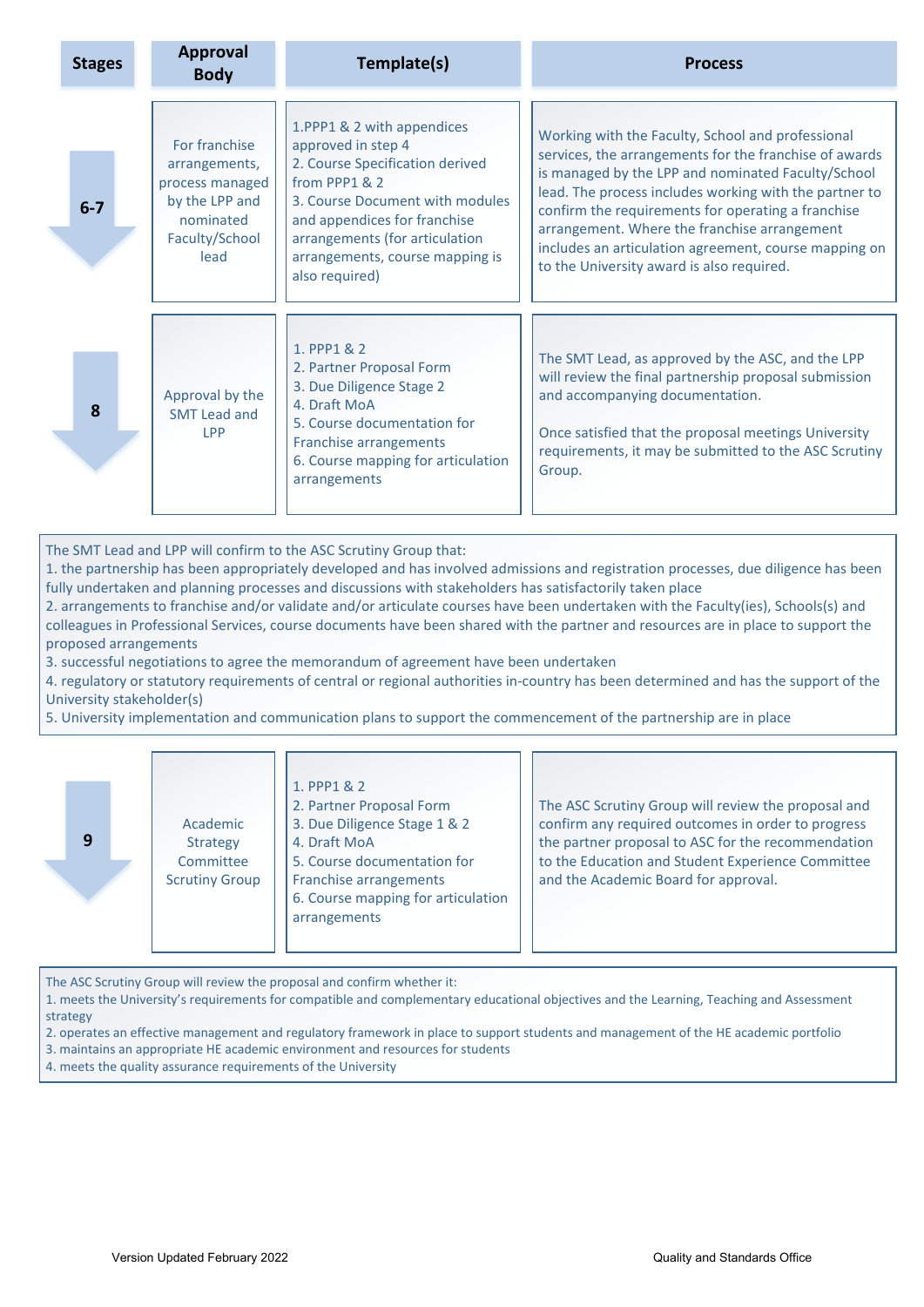| Stages | Approval Body | Template(s) | Process |
|---|---|---|---|
| 6-7 | For franchise arrangements, process managed by the LPP and nominated Faculty/School lead | 1.PPP1 & 2 with appendices approved in step 4<br>2. Course Specification derived from PPP1 & 2<br>3. Course Document with modules and appendices for franchise arrangements (for articulation arrangements, course mapping is also required) | Working with the Faculty, School and professional services, the arrangements for the franchise of awards is managed by the LPP and nominated Faculty/School lead. The process includes working with the partner to confirm the requirements for operating a franchise arrangement. Where the franchise arrangement includes an articulation agreement, course mapping on to the University award is also required. |
| 8 | Approval by the SMT Lead and LPP | 1. PPP1 & 2<br>2. Partner Proposal Form<br>3. Due Diligence Stage 2<br>4. Draft MoA<br>5. Course documentation for Franchise arrangements<br>6. Course mapping for articulation arrangements | The SMT Lead, as approved by the ASC, and the LPP will review the final partnership proposal submission and accompanying documentation.<br><br>Once satisfied that the proposal meetings University requirements, it may be submitted to the ASC Scrutiny Group. |

The SMT Lead and LPP will confirm to the ASC Scrutiny Group that:
1. the partnership has been appropriately developed and has involved admissions and registration processes, due diligence has been fully undertaken and planning processes and discussions with stakeholders has satisfactorily taken place
2. arrangements to franchise and/or validate and/or articulate courses have been undertaken with the Faculty(ies), Schools(s) and colleagues in Professional Services, course documents have been shared with the partner and resources are in place to support the proposed arrangements
3. successful negotiations to agree the memorandum of agreement have been undertaken
4. regulatory or statutory requirements of central or regional authorities in-country has been determined and has the support of the University stakeholder(s)
5. University implementation and communication plans to support the commencement of the partnership are in place

| Stages | Approval Body | Template(s) | Process |
|---|---|---|---|
| 9 | Academic Strategy Committee Scrutiny Group | 1. PPP1 & 2<br>2. Partner Proposal Form<br>3. Due Diligence Stage 1 & 2<br>4. Draft MoA<br>5. Course documentation for Franchise arrangements<br>6. Course mapping for articulation arrangements | The ASC Scrutiny Group will review the proposal and confirm any required outcomes in order to progress the partner proposal to ASC for the recommendation to the Education and Student Experience Committee and the Academic Board for approval. |

The ASC Scrutiny Group will review the proposal and confirm whether it:
1. meets the University's requirements for compatible and complementary educational objectives and the Learning, Teaching and Assessment strategy
2. operates an effective management and regulatory framework in place to support students and management of the HE academic portfolio
3. maintains an appropriate HE academic environment and resources for students
4. meets the quality assurance requirements of the University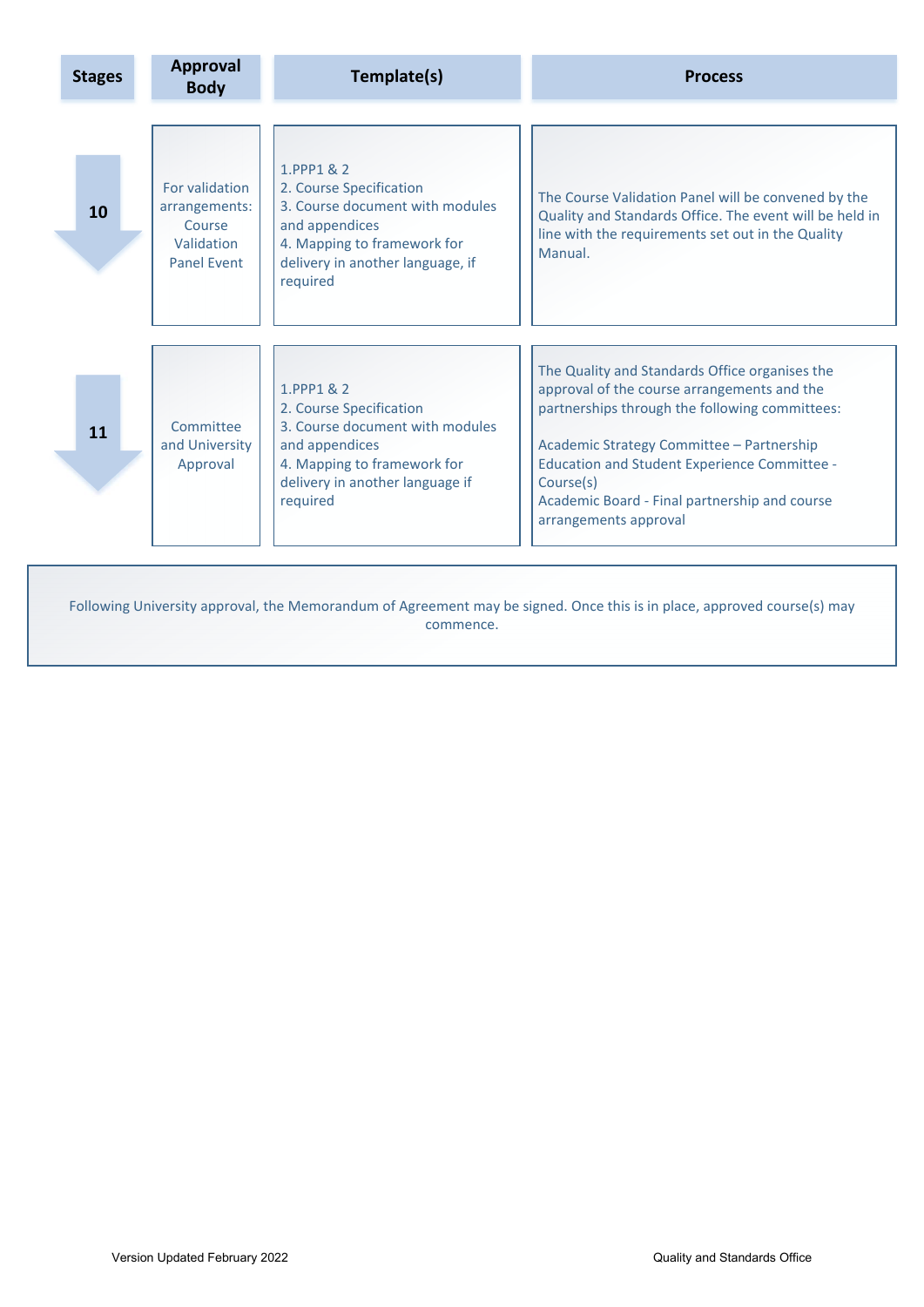| Stages | Approval Body | Template(s) | Process |
| --- | --- | --- | --- |
| 10 | For validation arrangements: Course Validation Panel Event | 1.PPP1 & 2<br>2. Course Specification<br>3. Course document with modules and appendices<br>4. Mapping to framework for delivery in another language, if required | The Course Validation Panel will be convened by the Quality and Standards Office. The event will be held in line with the requirements set out in the Quality Manual. |
| 11 | Committee and University Approval | 1.PPP1 & 2<br>2. Course Specification<br>3. Course document with modules and appendices<br>4. Mapping to framework for delivery in another language if required | The Quality and Standards Office organises the approval of the course arrangements and the partnerships through the following committees:<br><br>Academic Strategy Committee – Partnership<br>Education and Student Experience Committee - Course(s)<br>Academic Board - Final partnership and course arrangements approval |

Following University approval, the Memorandum of Agreement may be signed. Once this is in place, approved course(s) may commence.

Version Updated February 2022

Quality and Standards Office